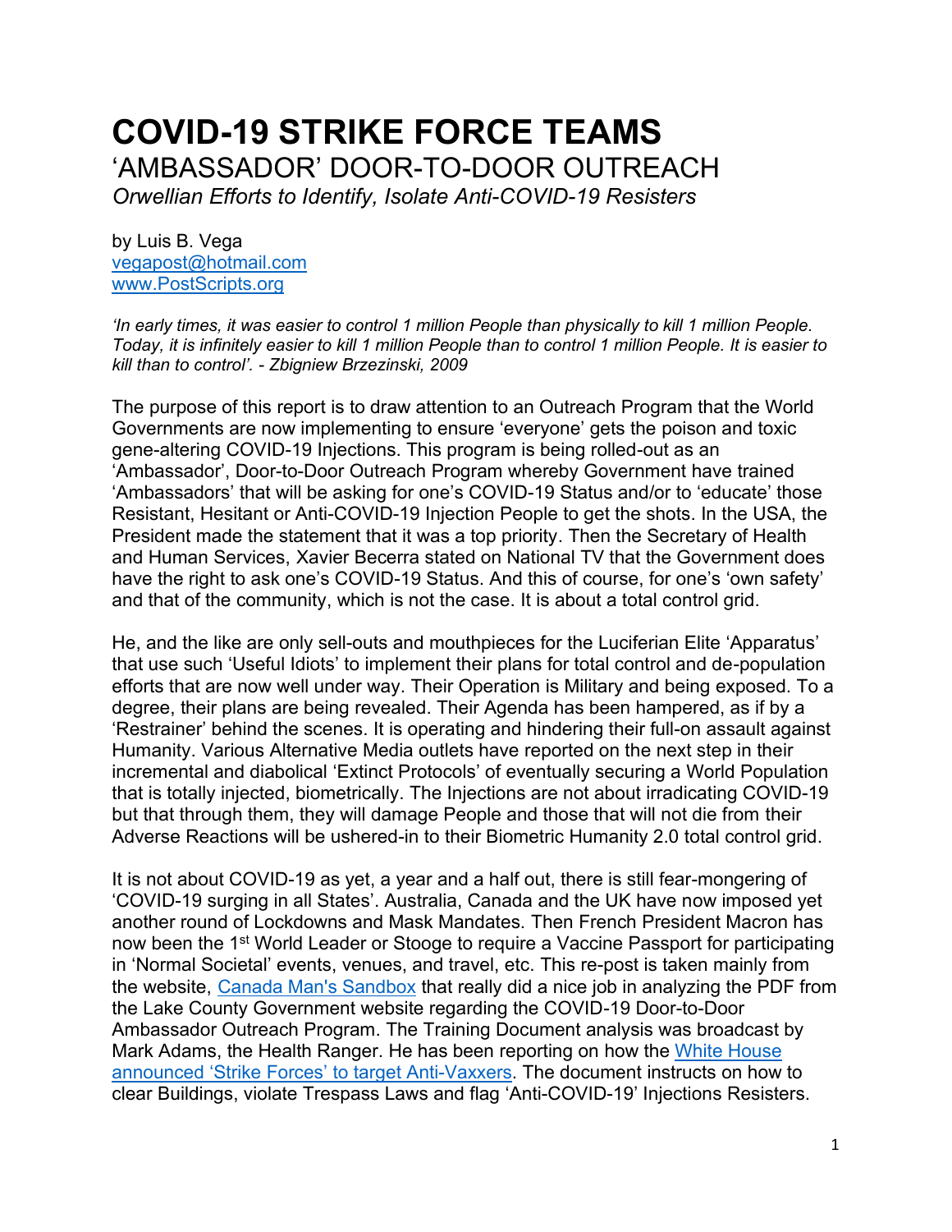# COVID-19 STRIKE FORCE TEAMS

## 'AMBASSADOR' DOOR-TO-DOOR OUTREACH

*Orwellian Efforts to Identify, Isolate Anti-COVID-19 Resisters*

by Luis B. Vega
[vegapost@hotmail.com](mailto:vegapost@hotmail.com)
[www.PostScripts.org](http://www.PostScripts.org)

*'In early times, it was easier to control 1 million People than physically to kill 1 million People. Today, it is infinitely easier to kill 1 million People than to control 1 million People. It is easier to kill than to control'. - Zbigniew Brzezinski, 2009*

The purpose of this report is to draw attention to an Outreach Program that the World Governments are now implementing to ensure 'everyone' gets the poison and toxic gene-altering COVID-19 Injections. This program is being rolled-out as an 'Ambassador', Door-to-Door Outreach Program whereby Government have trained 'Ambassadors' that will be asking for one's COVID-19 Status and/or to 'educate' those Resistant, Hesitant or Anti-COVID-19 Injection People to get the shots. In the USA, the President made the statement that it was a top priority. Then the Secretary of Health and Human Services, Xavier Becerra stated on National TV that the Government does have the right to ask one's COVID-19 Status. And this of course, for one's 'own safety' and that of the community, which is not the case. It is about a total control grid.

He, and the like are only sell-outs and mouthpieces for the Luciferian Elite 'Apparatus' that use such 'Useful Idiots' to implement their plans for total control and de-population efforts that are now well under way. Their Operation is Military and being exposed. To a degree, their plans are being revealed. Their Agenda has been hampered, as if by a 'Restrainer' behind the scenes. It is operating and hindering their full-on assault against Humanity. Various Alternative Media outlets have reported on the next step in their incremental and diabolical 'Extinct Protocols' of eventually securing a World Population that is totally injected, biometrically. The Injections are not about irradicating COVID-19 but that through them, they will damage People and those that will not die from their Adverse Reactions will be ushered-in to their Biometric Humanity 2.0 total control grid.

It is not about COVID-19 as yet, a year and a half out, there is still fear-mongering of 'COVID-19 surging in all States'. Australia, Canada and the UK have now imposed yet another round of Lockdowns and Mask Mandates. Then French President Macron has now been the 1st World Leader or Stooge to require a Vaccine Passport for participating in 'Normal Societal' events, venues, and travel, etc. This re-post is taken mainly from the website, Canada Man's Sandbox that really did a nice job in analyzing the PDF from the Lake County Government website regarding the COVID-19 Door-to-Door Ambassador Outreach Program. The Training Document analysis was broadcast by Mark Adams, the Health Ranger. He has been reporting on how the White House announced 'Strike Forces' to target Anti-Vaxxers. The document instructs on how to clear Buildings, violate Trespass Laws and flag 'Anti-COVID-19' Injections Resisters.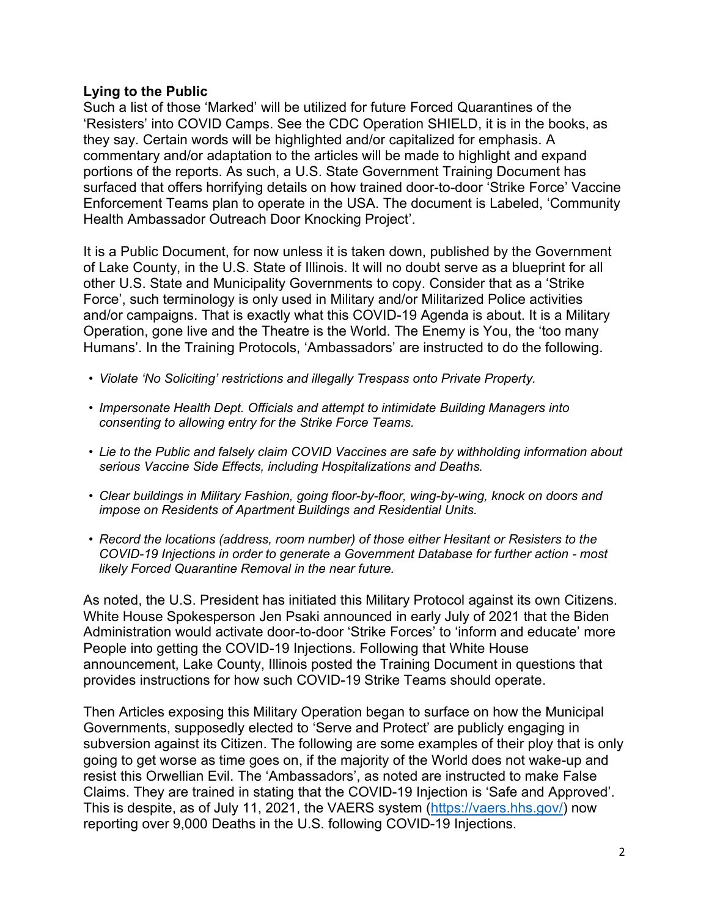**Lying to the Public**

Such a list of those 'Marked' will be utilized for future Forced Quarantines of the 'Resisters' into COVID Camps. See the CDC Operation SHIELD, it is in the books, as they say. Certain words will be highlighted and/or capitalized for emphasis. A commentary and/or adaptation to the articles will be made to highlight and expand portions of the reports. As such, a U.S. State Government Training Document has surfaced that offers horrifying details on how trained door-to-door 'Strike Force' Vaccine Enforcement Teams plan to operate in the USA. The document is Labeled, 'Community Health Ambassador Outreach Door Knocking Project'.

It is a Public Document, for now unless it is taken down, published by the Government of Lake County, in the U.S. State of Illinois. It will no doubt serve as a blueprint for all other U.S. State and Municipality Governments to copy. Consider that as a 'Strike Force', such terminology is only used in Military and/or Militarized Police activities and/or campaigns. That is exactly what this COVID-19 Agenda is about. It is a Military Operation, gone live and the Theatre is the World. The Enemy is You, the 'too many Humans'. In the Training Protocols, 'Ambassadors' are instructed to do the following.

- *Violate 'No Soliciting' restrictions and illegally Trespass onto Private Property.*
- *Impersonate Health Dept. Officials and attempt to intimidate Building Managers into consenting to allowing entry for the Strike Force Teams.*
- *Lie to the Public and falsely claim COVID Vaccines are safe by withholding information about serious Vaccine Side Effects, including Hospitalizations and Deaths.*
- *Clear buildings in Military Fashion, going floor-by-floor, wing-by-wing, knock on doors and impose on Residents of Apartment Buildings and Residential Units.*
- *Record the locations (address, room number) of those either Hesitant or Resisters to the COVID-19 Injections in order to generate a Government Database for further action - most likely Forced Quarantine Removal in the near future.*

As noted, the U.S. President has initiated this Military Protocol against its own Citizens. White House Spokesperson Jen Psaki announced in early July of 2021 that the Biden Administration would activate door-to-door 'Strike Forces' to 'inform and educate' more People into getting the COVID-19 Injections. Following that White House announcement, Lake County, Illinois posted the Training Document in questions that provides instructions for how such COVID-19 Strike Teams should operate.

Then Articles exposing this Military Operation began to surface on how the Municipal Governments, supposedly elected to 'Serve and Protect' are publicly engaging in subversion against its Citizen. The following are some examples of their ploy that is only going to get worse as time goes on, if the majority of the World does not wake-up and resist this Orwellian Evil. The 'Ambassadors', as noted are instructed to make False Claims. They are trained in stating that the COVID-19 Injection is 'Safe and Approved'. This is despite, as of July 11, 2021, the VAERS system ([https://vaers.hhs.gov/](https://vaers.hhs.gov/)) now reporting over 9,000 Deaths in the U.S. following COVID-19 Injections.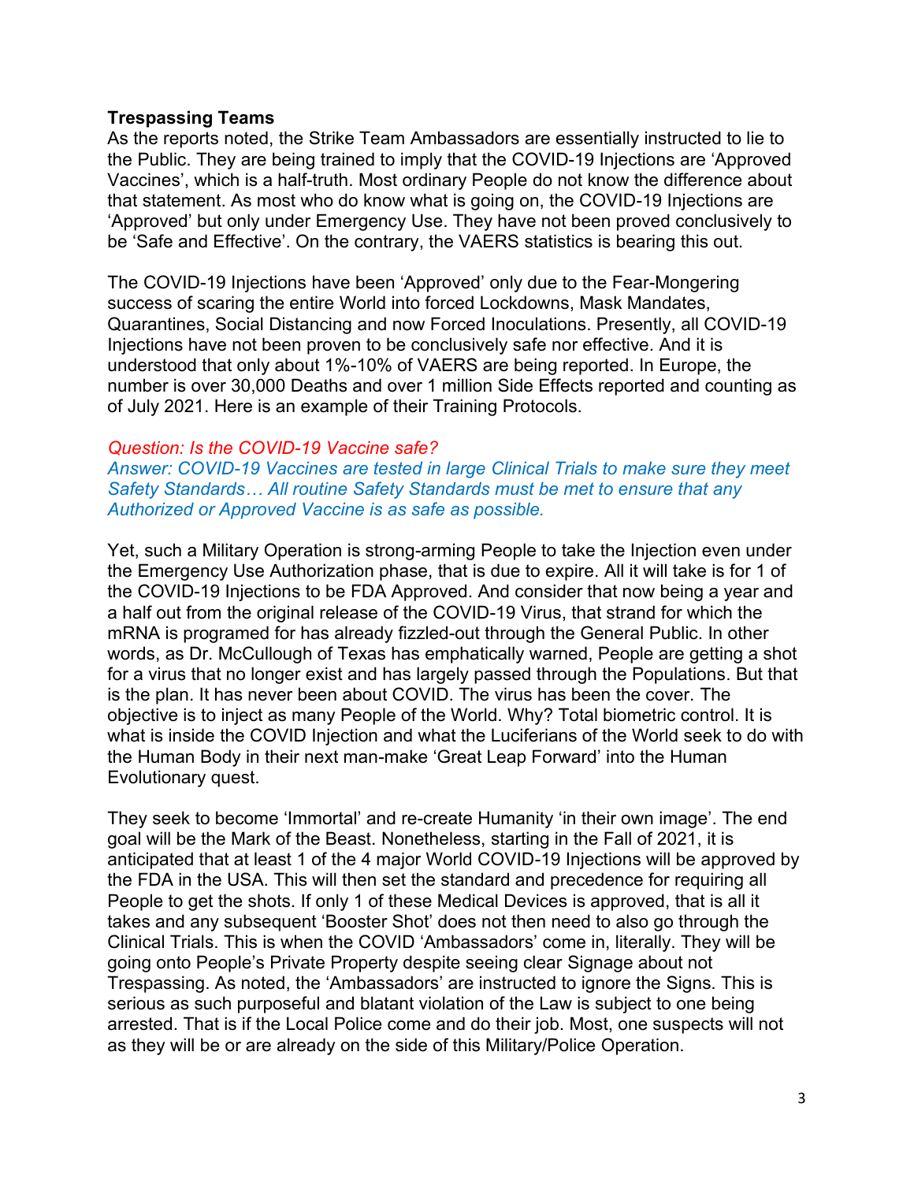**Trespassing Teams**

As the reports noted, the Strike Team Ambassadors are essentially instructed to lie to the Public. They are being trained to imply that the COVID-19 Injections are 'Approved Vaccines', which is a half-truth. Most ordinary People do not know the difference about that statement. As most who do know what is going on, the COVID-19 Injections are 'Approved' but only under Emergency Use. They have not been proved conclusively to be 'Safe and Effective'. On the contrary, the VAERS statistics is bearing this out.

The COVID-19 Injections have been 'Approved' only due to the Fear-Mongering success of scaring the entire World into forced Lockdowns, Mask Mandates, Quarantines, Social Distancing and now Forced Inoculations. Presently, all COVID-19 Injections have not been proven to be conclusively safe nor effective. And it is understood that only about 1%-10% of VAERS are being reported. In Europe, the number is over 30,000 Deaths and over 1 million Side Effects reported and counting as of July 2021. Here is an example of their Training Protocols.

*Question: Is the COVID-19 Vaccine safe?*
*Answer: COVID-19 Vaccines are tested in large Clinical Trials to make sure they meet Safety Standards… All routine Safety Standards must be met to ensure that any Authorized or Approved Vaccine is as safe as possible.*

Yet, such a Military Operation is strong-arming People to take the Injection even under the Emergency Use Authorization phase, that is due to expire. All it will take is for 1 of the COVID-19 Injections to be FDA Approved. And consider that now being a year and a half out from the original release of the COVID-19 Virus, that strand for which the mRNA is programed for has already fizzled-out through the General Public. In other words, as Dr. McCullough of Texas has emphatically warned, People are getting a shot for a virus that no longer exist and has largely passed through the Populations. But that is the plan. It has never been about COVID. The virus has been the cover. The objective is to inject as many People of the World. Why? Total biometric control. It is what is inside the COVID Injection and what the Luciferians of the World seek to do with the Human Body in their next man-make 'Great Leap Forward' into the Human Evolutionary quest.

They seek to become 'Immortal' and re-create Humanity 'in their own image'. The end goal will be the Mark of the Beast. Nonetheless, starting in the Fall of 2021, it is anticipated that at least 1 of the 4 major World COVID-19 Injections will be approved by the FDA in the USA. This will then set the standard and precedence for requiring all People to get the shots. If only 1 of these Medical Devices is approved, that is all it takes and any subsequent 'Booster Shot' does not then need to also go through the Clinical Trials. This is when the COVID 'Ambassadors' come in, literally. They will be going onto People's Private Property despite seeing clear Signage about not Trespassing. As noted, the 'Ambassadors' are instructed to ignore the Signs. This is serious as such purposeful and blatant violation of the Law is subject to one being arrested. That is if the Local Police come and do their job. Most, one suspects will not as they will be or are already on the side of this Military/Police Operation.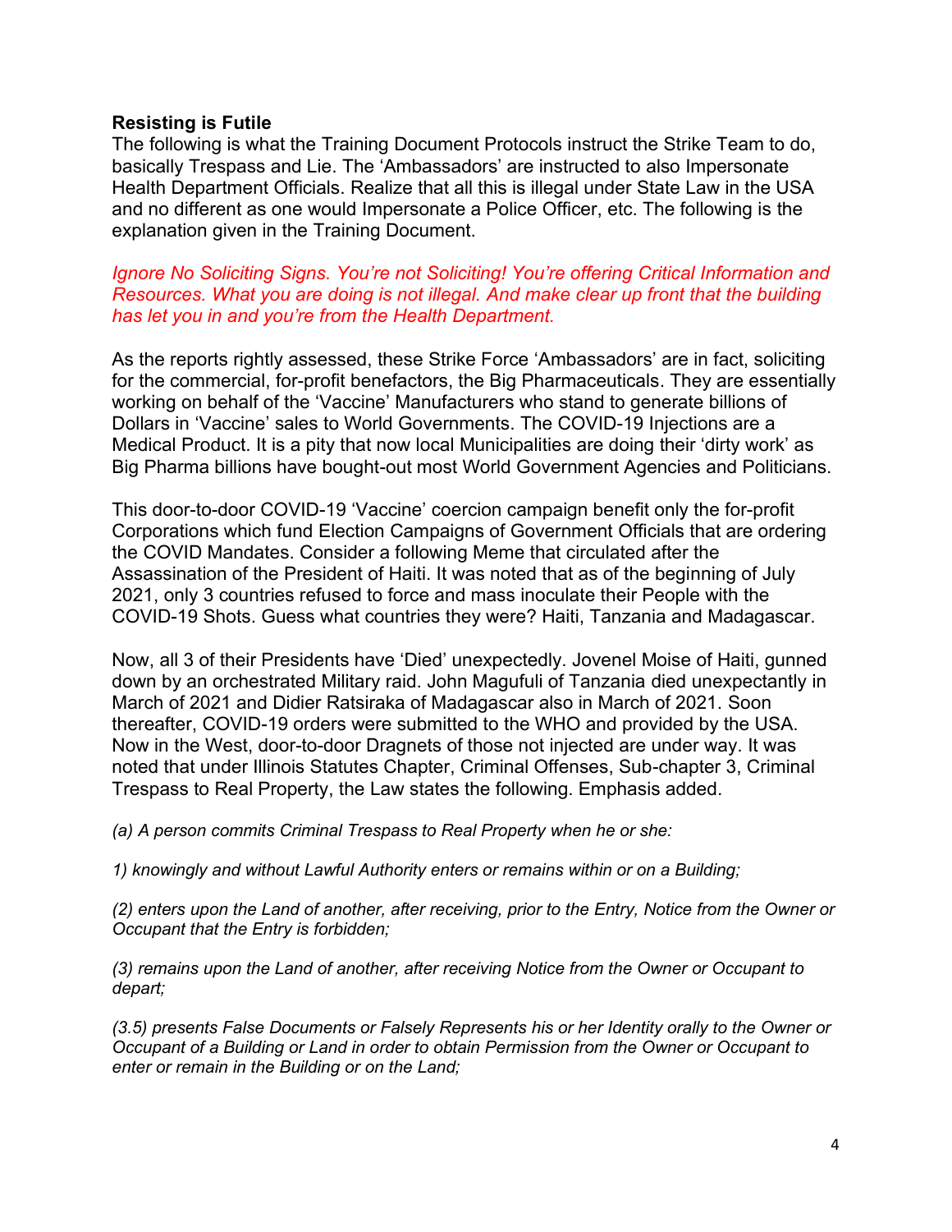**Resisting is Futile**

The following is what the Training Document Protocols instruct the Strike Team to do, basically Trespass and Lie. The 'Ambassadors' are instructed to also Impersonate Health Department Officials. Realize that all this is illegal under State Law in the USA and no different as one would Impersonate a Police Officer, etc. The following is the explanation given in the Training Document.

*Ignore No Soliciting Signs. You're not Soliciting! You're offering Critical Information and Resources. What you are doing is not illegal. And make clear up front that the building has let you in and you're from the Health Department.*

As the reports rightly assessed, these Strike Force 'Ambassadors' are in fact, soliciting for the commercial, for-profit benefactors, the Big Pharmaceuticals. They are essentially working on behalf of the 'Vaccine' Manufacturers who stand to generate billions of Dollars in 'Vaccine' sales to World Governments. The COVID-19 Injections are a Medical Product. It is a pity that now local Municipalities are doing their 'dirty work' as Big Pharma billions have bought-out most World Government Agencies and Politicians.

This door-to-door COVID-19 'Vaccine' coercion campaign benefit only the for-profit Corporations which fund Election Campaigns of Government Officials that are ordering the COVID Mandates. Consider a following Meme that circulated after the Assassination of the President of Haiti. It was noted that as of the beginning of July 2021, only 3 countries refused to force and mass inoculate their People with the COVID-19 Shots. Guess what countries they were? Haiti, Tanzania and Madagascar.

Now, all 3 of their Presidents have 'Died' unexpectedly. Jovenel Moise of Haiti, gunned down by an orchestrated Military raid. John Magufuli of Tanzania died unexpectantly in March of 2021 and Didier Ratsiraka of Madagascar also in March of 2021. Soon thereafter, COVID-19 orders were submitted to the WHO and provided by the USA. Now in the West, door-to-door Dragnets of those not injected are under way. It was noted that under Illinois Statutes Chapter, Criminal Offenses, Sub-chapter 3, Criminal Trespass to Real Property, the Law states the following. Emphasis added.

*(a) A person commits Criminal Trespass to Real Property when he or she:*

*1) knowingly and without Lawful Authority enters or remains within or on a Building;*

*(2) enters upon the Land of another, after receiving, prior to the Entry, Notice from the Owner or Occupant that the Entry is forbidden;*

*(3) remains upon the Land of another, after receiving Notice from the Owner or Occupant to depart;*

*(3.5) presents False Documents or Falsely Represents his or her Identity orally to the Owner or Occupant of a Building or Land in order to obtain Permission from the Owner or Occupant to enter or remain in the Building or on the Land;*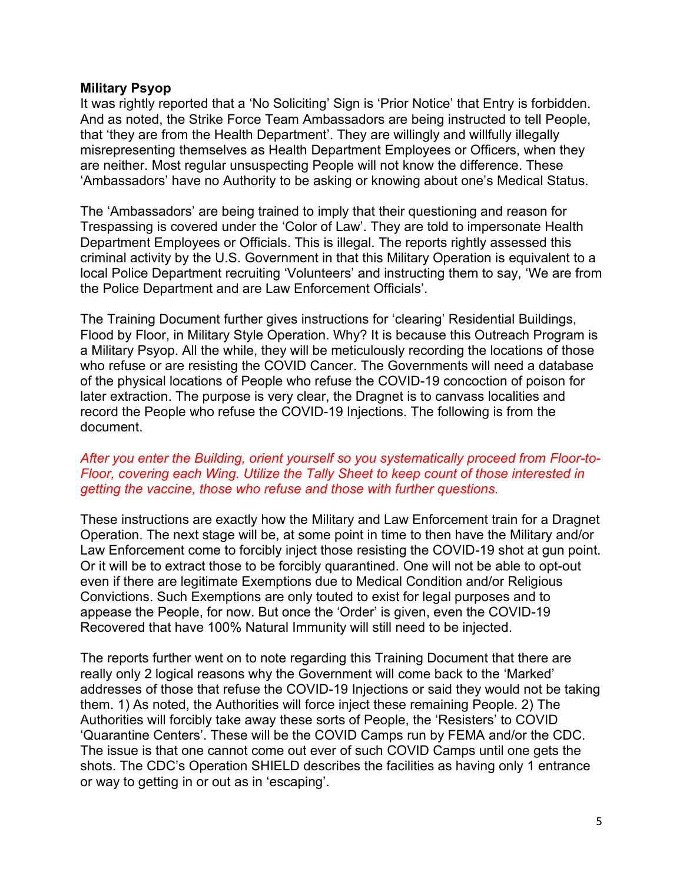**Military Psyop**

It was rightly reported that a 'No Soliciting' Sign is 'Prior Notice' that Entry is forbidden. And as noted, the Strike Force Team Ambassadors are being instructed to tell People, that 'they are from the Health Department'. They are willingly and willfully illegally misrepresenting themselves as Health Department Employees or Officers, when they are neither. Most regular unsuspecting People will not know the difference. These 'Ambassadors' have no Authority to be asking or knowing about one's Medical Status.

The 'Ambassadors' are being trained to imply that their questioning and reason for Trespassing is covered under the 'Color of Law'. They are told to impersonate Health Department Employees or Officials. This is illegal. The reports rightly assessed this criminal activity by the U.S. Government in that this Military Operation is equivalent to a local Police Department recruiting 'Volunteers' and instructing them to say, 'We are from the Police Department and are Law Enforcement Officials'.

The Training Document further gives instructions for 'clearing' Residential Buildings, Flood by Floor, in Military Style Operation. Why? It is because this Outreach Program is a Military Psyop. All the while, they will be meticulously recording the locations of those who refuse or are resisting the COVID Cancer. The Governments will need a database of the physical locations of People who refuse the COVID-19 concoction of poison for later extraction. The purpose is very clear, the Dragnet is to canvass localities and record the People who refuse the COVID-19 Injections. The following is from the document.

*After you enter the Building, orient yourself so you systematically proceed from Floor-to-Floor, covering each Wing. Utilize the Tally Sheet to keep count of those interested in getting the vaccine, those who refuse and those with further questions.*

These instructions are exactly how the Military and Law Enforcement train for a Dragnet Operation. The next stage will be, at some point in time to then have the Military and/or Law Enforcement come to forcibly inject those resisting the COVID-19 shot at gun point. Or it will be to extract those to be forcibly quarantined. One will not be able to opt-out even if there are legitimate Exemptions due to Medical Condition and/or Religious Convictions. Such Exemptions are only touted to exist for legal purposes and to appease the People, for now. But once the 'Order' is given, even the COVID-19 Recovered that have 100% Natural Immunity will still need to be injected.

The reports further went on to note regarding this Training Document that there are really only 2 logical reasons why the Government will come back to the 'Marked' addresses of those that refuse the COVID-19 Injections or said they would not be taking them. 1) As noted, the Authorities will force inject these remaining People. 2) The Authorities will forcibly take away these sorts of People, the 'Resisters' to COVID 'Quarantine Centers'. These will be the COVID Camps run by FEMA and/or the CDC. The issue is that one cannot come out ever of such COVID Camps until one gets the shots. The CDC's Operation SHIELD describes the facilities as having only 1 entrance or way to getting in or out as in 'escaping'.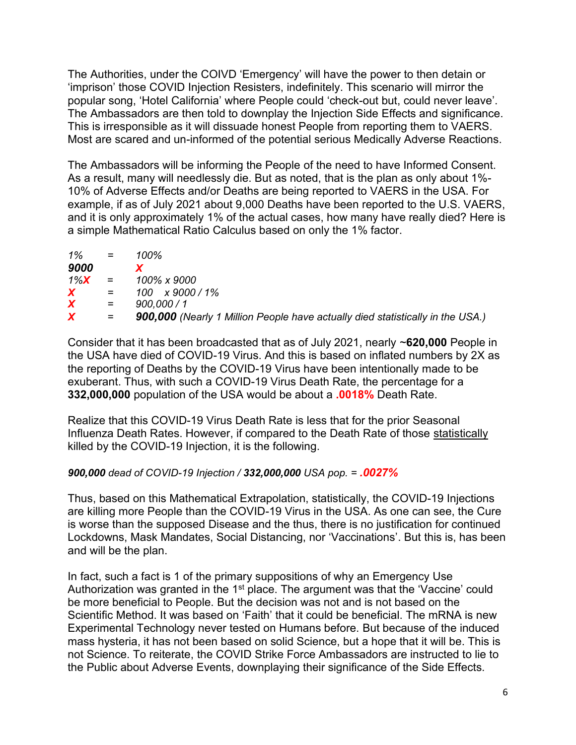The Authorities, under the COIVD 'Emergency' will have the power to then detain or 'imprison' those COVID Injection Resisters, indefinitely. This scenario will mirror the popular song, 'Hotel California' where People could 'check-out but, could never leave'. The Ambassadors are then told to downplay the Injection Side Effects and significance. This is irresponsible as it will dissuade honest People from reporting them to VAERS. Most are scared and un-informed of the potential serious Medically Adverse Reactions.

The Ambassadors will be informing the People of the need to have Informed Consent. As a result, many will needlessly die. But as noted, that is the plan as only about 1%-10% of Adverse Effects and/or Deaths are being reported to VAERS in the USA. For example, if as of July 2021 about 9,000 Deaths have been reported to the U.S. VAERS, and it is only approximately 1% of the actual cases, how many have really died? Here is a simple Mathematical Ratio Calculus based on only the 1% factor.

| | | |
|---|---|---|
| *1%* | = | *100%* |
| ***9000*** | | ***X*** |
| *1%**X*** | = | *100% x 9000* |
| ***X*** | = | *100 x 9000 / 1%* |
| ***X*** | = | *900,000 / 1* |
| ***X*** | = | ***900,000*** *(Nearly 1 Million People have actually died statistically in the USA.)* |

Consider that it has been broadcasted that as of July 2021, nearly **~620,000** People in the USA have died of COVID-19 Virus. And this is based on inflated numbers by 2X as the reporting of Deaths by the COVID-19 Virus have been intentionally made to be exuberant. Thus, with such a COVID-19 Virus Death Rate, the percentage for a **332,000,000** population of the USA would be about a **.0018%** Death Rate.

Realize that this COVID-19 Virus Death Rate is less that for the prior Seasonal Influenza Death Rates. However, if compared to the Death Rate of those statistically killed by the COVID-19 Injection, it is the following.

***900,000*** *dead of COVID-19 Injection /* ***332,000,000*** *USA pop. =* ***.0027%***

Thus, based on this Mathematical Extrapolation, statistically, the COVID-19 Injections are killing more People than the COVID-19 Virus in the USA. As one can see, the Cure is worse than the supposed Disease and the thus, there is no justification for continued Lockdowns, Mask Mandates, Social Distancing, nor 'Vaccinations'. But this is, has been and will be the plan.

In fact, such a fact is 1 of the primary suppositions of why an Emergency Use Authorization was granted in the 1st place. The argument was that the 'Vaccine' could be more beneficial to People. But the decision was not and is not based on the Scientific Method. It was based on 'Faith' that it could be beneficial. The mRNA is new Experimental Technology never tested on Humans before. But because of the induced mass hysteria, it has not been based on solid Science, but a hope that it will be. This is not Science. To reiterate, the COVID Strike Force Ambassadors are instructed to lie to the Public about Adverse Events, downplaying their significance of the Side Effects.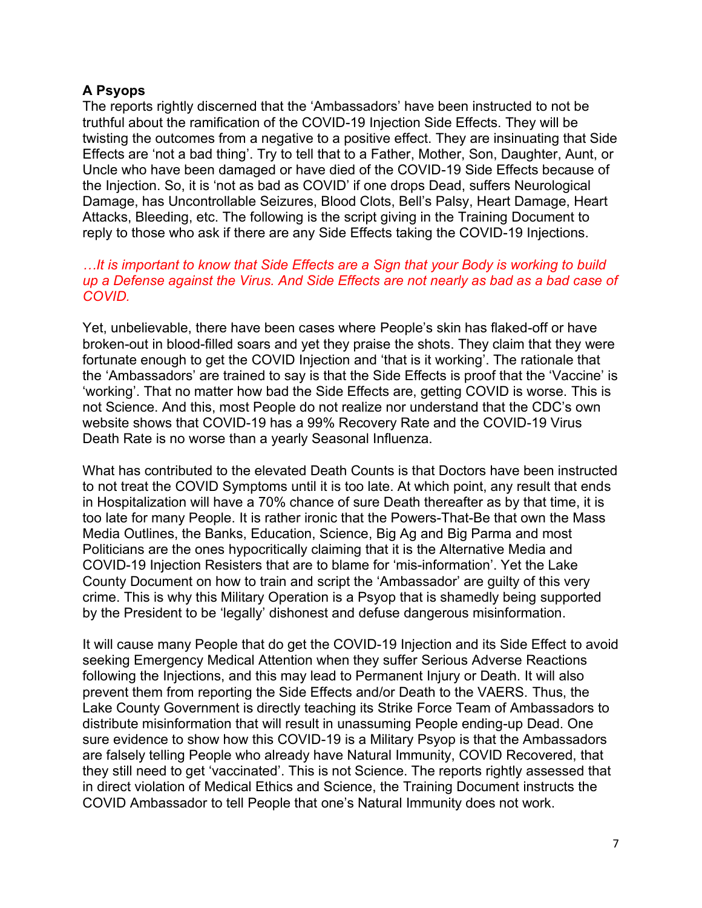**A Psyops**

The reports rightly discerned that the 'Ambassadors' have been instructed to not be truthful about the ramification of the COVID-19 Injection Side Effects. They will be twisting the outcomes from a negative to a positive effect. They are insinuating that Side Effects are 'not a bad thing'. Try to tell that to a Father, Mother, Son, Daughter, Aunt, or Uncle who have been damaged or have died of the COVID-19 Side Effects because of the Injection. So, it is 'not as bad as COVID' if one drops Dead, suffers Neurological Damage, has Uncontrollable Seizures, Blood Clots, Bell's Palsy, Heart Damage, Heart Attacks, Bleeding, etc. The following is the script giving in the Training Document to reply to those who ask if there are any Side Effects taking the COVID-19 Injections.

*…It is important to know that Side Effects are a Sign that your Body is working to build up a Defense against the Virus. And Side Effects are not nearly as bad as a bad case of COVID.*

Yet, unbelievable, there have been cases where People's skin has flaked-off or have broken-out in blood-filled soars and yet they praise the shots. They claim that they were fortunate enough to get the COVID Injection and 'that is it working'. The rationale that the 'Ambassadors' are trained to say is that the Side Effects is proof that the 'Vaccine' is 'working'. That no matter how bad the Side Effects are, getting COVID is worse. This is not Science. And this, most People do not realize nor understand that the CDC's own website shows that COVID-19 has a 99% Recovery Rate and the COVID-19 Virus Death Rate is no worse than a yearly Seasonal Influenza.

What has contributed to the elevated Death Counts is that Doctors have been instructed to not treat the COVID Symptoms until it is too late. At which point, any result that ends in Hospitalization will have a 70% chance of sure Death thereafter as by that time, it is too late for many People. It is rather ironic that the Powers-That-Be that own the Mass Media Outlines, the Banks, Education, Science, Big Ag and Big Parma and most Politicians are the ones hypocritically claiming that it is the Alternative Media and COVID-19 Injection Resisters that are to blame for 'mis-information'. Yet the Lake County Document on how to train and script the 'Ambassador' are guilty of this very crime. This is why this Military Operation is a Psyop that is shamedly being supported by the President to be 'legally' dishonest and defuse dangerous misinformation.

It will cause many People that do get the COVID-19 Injection and its Side Effect to avoid seeking Emergency Medical Attention when they suffer Serious Adverse Reactions following the Injections, and this may lead to Permanent Injury or Death. It will also prevent them from reporting the Side Effects and/or Death to the VAERS. Thus, the Lake County Government is directly teaching its Strike Force Team of Ambassadors to distribute misinformation that will result in unassuming People ending-up Dead. One sure evidence to show how this COVID-19 is a Military Psyop is that the Ambassadors are falsely telling People who already have Natural Immunity, COVID Recovered, that they still need to get 'vaccinated'. This is not Science. The reports rightly assessed that in direct violation of Medical Ethics and Science, the Training Document instructs the COVID Ambassador to tell People that one's Natural Immunity does not work.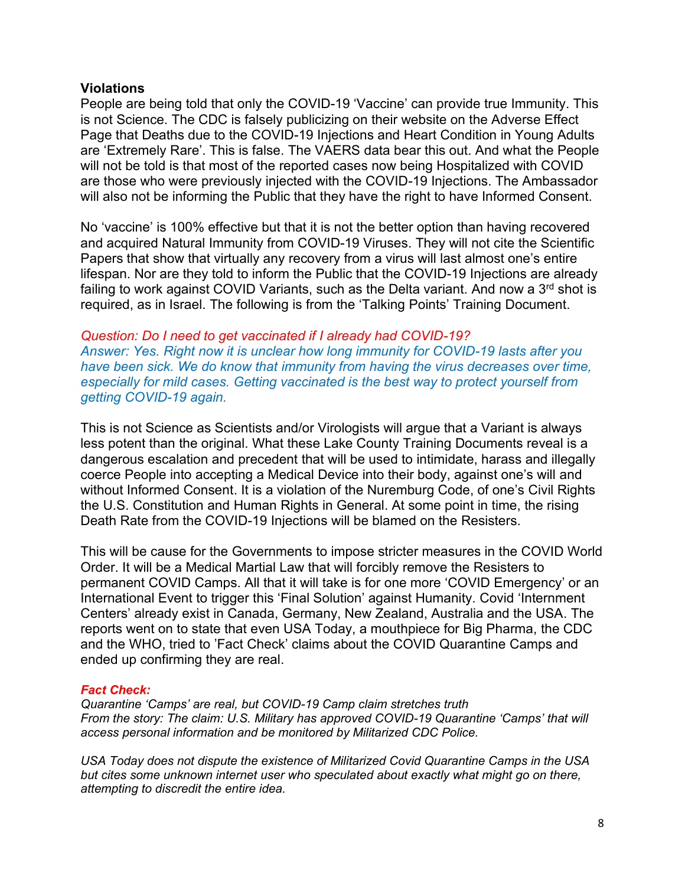**Violations**

People are being told that only the COVID-19 'Vaccine' can provide true Immunity. This is not Science. The CDC is falsely publicizing on their website on the Adverse Effect Page that Deaths due to the COVID-19 Injections and Heart Condition in Young Adults are 'Extremely Rare'. This is false. The VAERS data bear this out. And what the People will not be told is that most of the reported cases now being Hospitalized with COVID are those who were previously injected with the COVID-19 Injections. The Ambassador will also not be informing the Public that they have the right to have Informed Consent.

No 'vaccine' is 100% effective but that it is not the better option than having recovered and acquired Natural Immunity from COVID-19 Viruses. They will not cite the Scientific Papers that show that virtually any recovery from a virus will last almost one's entire lifespan. Nor are they told to inform the Public that the COVID-19 Injections are already failing to work against COVID Variants, such as the Delta variant. And now a 3rd shot is required, as in Israel. The following is from the 'Talking Points' Training Document.

*Question: Do I need to get vaccinated if I already had COVID-19?*
*Answer: Yes. Right now it is unclear how long immunity for COVID-19 lasts after you have been sick. We do know that immunity from having the virus decreases over time, especially for mild cases. Getting vaccinated is the best way to protect yourself from getting COVID-19 again.*

This is not Science as Scientists and/or Virologists will argue that a Variant is always less potent than the original. What these Lake County Training Documents reveal is a dangerous escalation and precedent that will be used to intimidate, harass and illegally coerce People into accepting a Medical Device into their body, against one's will and without Informed Consent. It is a violation of the Nuremburg Code, of one's Civil Rights the U.S. Constitution and Human Rights in General. At some point in time, the rising Death Rate from the COVID-19 Injections will be blamed on the Resisters.

This will be cause for the Governments to impose stricter measures in the COVID World Order. It will be a Medical Martial Law that will forcibly remove the Resisters to permanent COVID Camps. All that it will take is for one more 'COVID Emergency' or an International Event to trigger this 'Final Solution' against Humanity. Covid 'Internment Centers' already exist in Canada, Germany, New Zealand, Australia and the USA. The reports went on to state that even USA Today, a mouthpiece for Big Pharma, the CDC and the WHO, tried to 'Fact Check' claims about the COVID Quarantine Camps and ended up confirming they are real.

***Fact Check:***

*Quarantine 'Camps' are real, but COVID-19 Camp claim stretches truth*
*From the story: The claim: U.S. Military has approved COVID-19 Quarantine 'Camps' that will access personal information and be monitored by Militarized CDC Police.*

*USA Today does not dispute the existence of Militarized Covid Quarantine Camps in the USA but cites some unknown internet user who speculated about exactly what might go on there, attempting to discredit the entire idea.*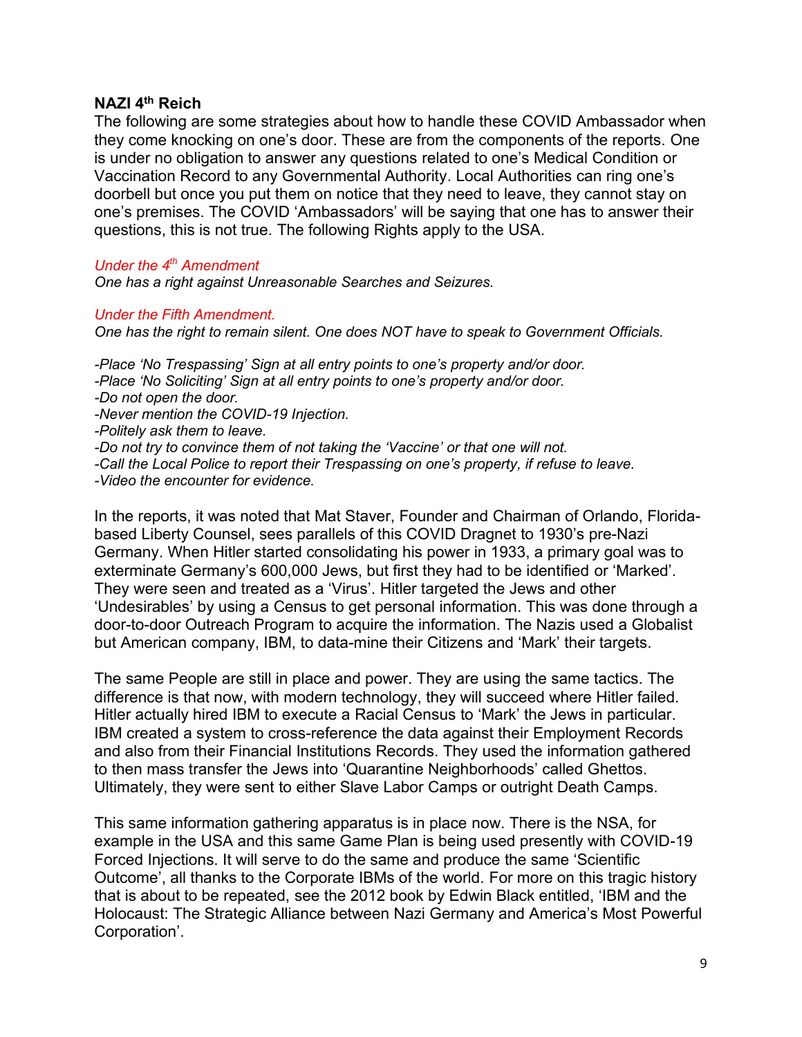### NAZI 4th Reich

The following are some strategies about how to handle these COVID Ambassador when they come knocking on one's door. These are from the components of the reports. One is under no obligation to answer any questions related to one's Medical Condition or Vaccination Record to any Governmental Authority. Local Authorities can ring one's doorbell but once you put them on notice that they need to leave, they cannot stay on one's premises. The COVID 'Ambassadors' will be saying that one has to answer their questions, this is not true. The following Rights apply to the USA.

*Under the 4th Amendment*
*One has a right against Unreasonable Searches and Seizures.*

*Under the Fifth Amendment.*
*One has the right to remain silent. One does NOT have to speak to Government Officials.*

*-Place 'No Trespassing' Sign at all entry points to one's property and/or door.*
*-Place 'No Soliciting' Sign at all entry points to one's property and/or door.*
*-Do not open the door.*
*-Never mention the COVID-19 Injection.*
*-Politely ask them to leave.*
*-Do not try to convince them of not taking the 'Vaccine' or that one will not.*
*-Call the Local Police to report their Trespassing on one's property, if refuse to leave.*
*-Video the encounter for evidence.*

In the reports, it was noted that Mat Staver, Founder and Chairman of Orlando, Florida-based Liberty Counsel, sees parallels of this COVID Dragnet to 1930's pre-Nazi Germany. When Hitler started consolidating his power in 1933, a primary goal was to exterminate Germany's 600,000 Jews, but first they had to be identified or 'Marked'. They were seen and treated as a 'Virus'. Hitler targeted the Jews and other 'Undesirables' by using a Census to get personal information. This was done through a door-to-door Outreach Program to acquire the information. The Nazis used a Globalist but American company, IBM, to data-mine their Citizens and 'Mark' their targets.

The same People are still in place and power. They are using the same tactics. The difference is that now, with modern technology, they will succeed where Hitler failed. Hitler actually hired IBM to execute a Racial Census to 'Mark' the Jews in particular. IBM created a system to cross-reference the data against their Employment Records and also from their Financial Institutions Records. They used the information gathered to then mass transfer the Jews into 'Quarantine Neighborhoods' called Ghettos. Ultimately, they were sent to either Slave Labor Camps or outright Death Camps.

This same information gathering apparatus is in place now. There is the NSA, for example in the USA and this same Game Plan is being used presently with COVID-19 Forced Injections. It will serve to do the same and produce the same 'Scientific Outcome', all thanks to the Corporate IBMs of the world. For more on this tragic history that is about to be repeated, see the 2012 book by Edwin Black entitled, 'IBM and the Holocaust: The Strategic Alliance between Nazi Germany and America's Most Powerful Corporation'.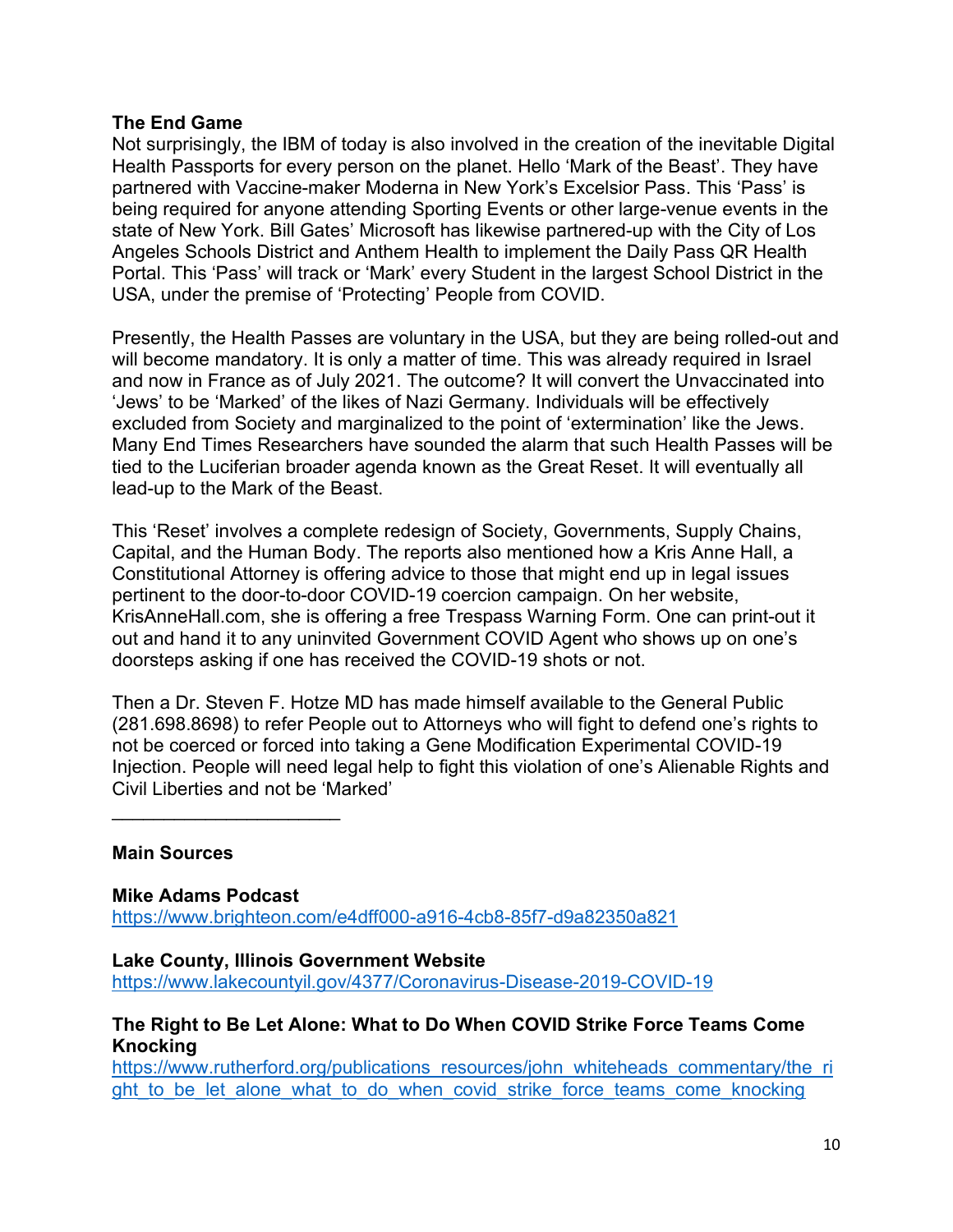**The End Game**

Not surprisingly, the IBM of today is also involved in the creation of the inevitable Digital Health Passports for every person on the planet. Hello 'Mark of the Beast'. They have partnered with Vaccine-maker Moderna in New York's Excelsior Pass. This 'Pass' is being required for anyone attending Sporting Events or other large-venue events in the state of New York. Bill Gates' Microsoft has likewise partnered-up with the City of Los Angeles Schools District and Anthem Health to implement the Daily Pass QR Health Portal. This 'Pass' will track or 'Mark' every Student in the largest School District in the USA, under the premise of 'Protecting' People from COVID.

Presently, the Health Passes are voluntary in the USA, but they are being rolled-out and will become mandatory. It is only a matter of time. This was already required in Israel and now in France as of July 2021. The outcome? It will convert the Unvaccinated into 'Jews' to be 'Marked' of the likes of Nazi Germany. Individuals will be effectively excluded from Society and marginalized to the point of 'extermination' like the Jews. Many End Times Researchers have sounded the alarm that such Health Passes will be tied to the Luciferian broader agenda known as the Great Reset. It will eventually all lead-up to the Mark of the Beast.

This 'Reset' involves a complete redesign of Society, Governments, Supply Chains, Capital, and the Human Body. The reports also mentioned how a Kris Anne Hall, a Constitutional Attorney is offering advice to those that might end up in legal issues pertinent to the door-to-door COVID-19 coercion campaign. On her website, KrisAnneHall.com, she is offering a free Trespass Warning Form. One can print-out it out and hand it to any uninvited Government COVID Agent who shows up on one's doorsteps asking if one has received the COVID-19 shots or not.

Then a Dr. Steven F. Hotze MD has made himself available to the General Public (281.698.8698) to refer People out to Attorneys who will fight to defend one's rights to not be coerced or forced into taking a Gene Modification Experimental COVID-19 Injection. People will need legal help to fight this violation of one's Alienable Rights and Civil Liberties and not be 'Marked'

______________________

**Main Sources**

**Mike Adams Podcast**
https://www.brighteon.com/e4dff000-a916-4cb8-85f7-d9a82350a821

**Lake County, Illinois Government Website**
https://www.lakecountyil.gov/4377/Coronavirus-Disease-2019-COVID-19

**The Right to Be Let Alone: What to Do When COVID Strike Force Teams Come Knocking**
https://www.rutherford.org/publications_resources/john_whiteheads_commentary/the_right_to_be_let_alone_what_to_do_when_covid_strike_force_teams_come_knocking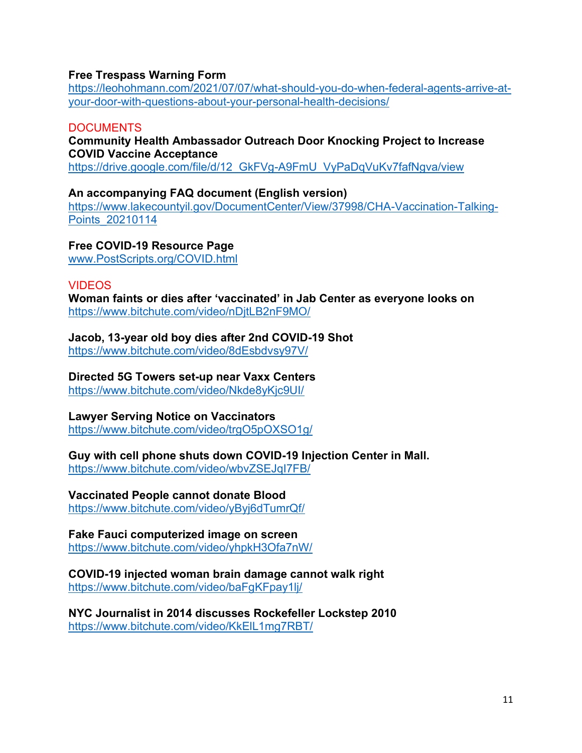**Free Trespass Warning Form**
https://leohohmann.com/2021/07/07/what-should-you-do-when-federal-agents-arrive-at-your-door-with-questions-about-your-personal-health-decisions/

DOCUMENTS

**Community Health Ambassador Outreach Door Knocking Project to Increase COVID Vaccine Acceptance**
https://drive.google.com/file/d/12_GkFVg-A9FmU_VyPaDqVuKv7fafNgva/view

**An accompanying FAQ document (English version)**
https://www.lakecountyil.gov/DocumentCenter/View/37998/CHA-Vaccination-Talking-Points_20210114

**Free COVID-19 Resource Page**
www.PostScripts.org/COVID.html

VIDEOS

**Woman faints or dies after 'vaccinated' in Jab Center as everyone looks on**
https://www.bitchute.com/video/nDjtLB2nF9MO/

**Jacob, 13-year old boy dies after 2nd COVID-19 Shot**
https://www.bitchute.com/video/8dEsbdvsy97V/

**Directed 5G Towers set-up near Vaxx Centers**
https://www.bitchute.com/video/Nkde8yKjc9UI/

**Lawyer Serving Notice on Vaccinators**
https://www.bitchute.com/video/trgO5pOXSO1g/

**Guy with cell phone shuts down COVID-19 Injection Center in Mall.**
https://www.bitchute.com/video/wbvZSEJqI7FB/

**Vaccinated People cannot donate Blood**
https://www.bitchute.com/video/yByj6dTumrQf/

**Fake Fauci computerized image on screen**
https://www.bitchute.com/video/yhpkH3Ofa7nW/

**COVID-19 injected woman brain damage cannot walk right**
https://www.bitchute.com/video/baFgKFpay1lj/

**NYC Journalist in 2014 discusses Rockefeller Lockstep 2010**
https://www.bitchute.com/video/KkElL1mg7RBT/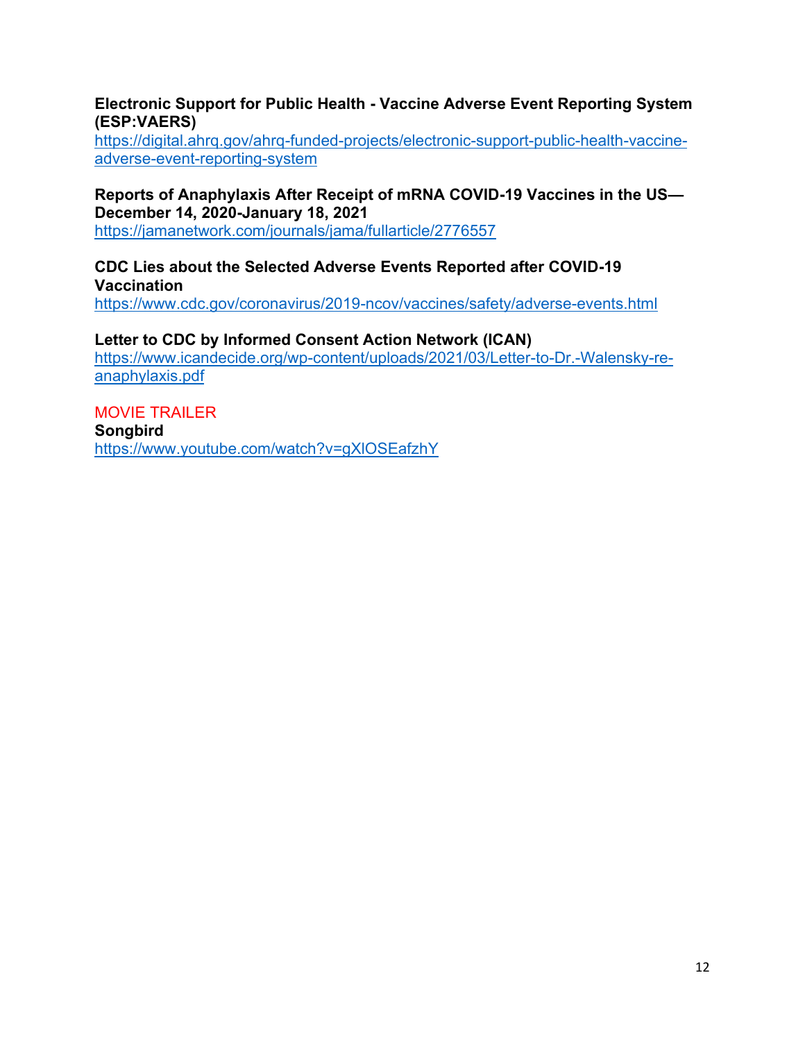**Electronic Support for Public Health - Vaccine Adverse Event Reporting System (ESP:VAERS)**
https://digital.ahrq.gov/ahrq-funded-projects/electronic-support-public-health-vaccine-adverse-event-reporting-system

**Reports of Anaphylaxis After Receipt of mRNA COVID-19 Vaccines in the US—December 14, 2020-January 18, 2021**
https://jamanetwork.com/journals/jama/fullarticle/2776557

**CDC Lies about the Selected Adverse Events Reported after COVID-19 Vaccination**
https://www.cdc.gov/coronavirus/2019-ncov/vaccines/safety/adverse-events.html

**Letter to CDC by Informed Consent Action Network (ICAN)**
https://www.icandecide.org/wp-content/uploads/2021/03/Letter-to-Dr.-Walensky-re-anaphylaxis.pdf

MOVIE TRAILER

**Songbird**
https://www.youtube.com/watch?v=gXIOSEafzhY